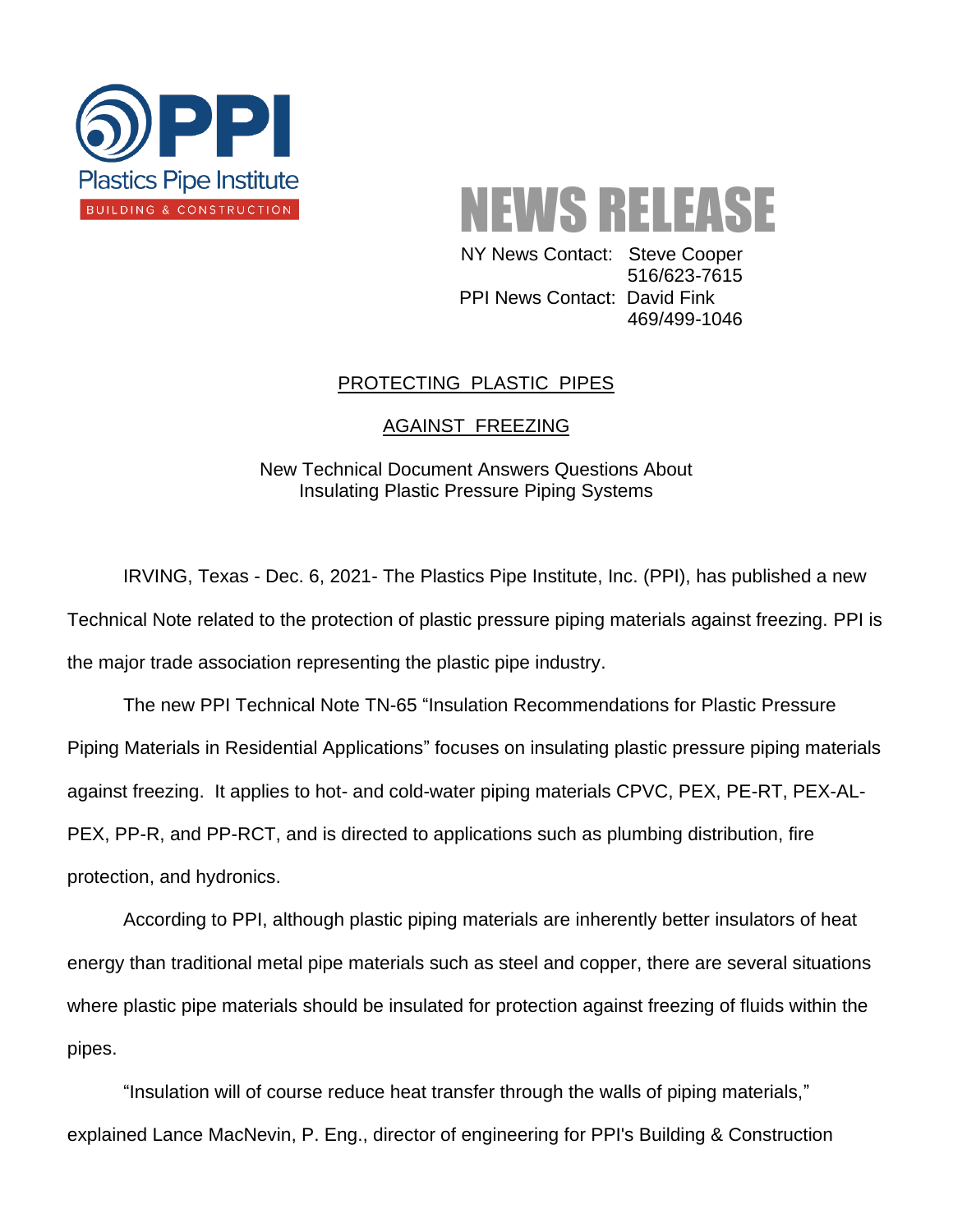PPI
Plastics Pipe Institute
BUILDING & CONSTRUCTION

# NEWS RELEASE

NY News Contact: Steve Cooper
516/623-7615
PPI News Contact: David Fink
469/499-1046

## PROTECTING PLASTIC PIPES AGAINST FREEZING

New Technical Document Answers Questions About Insulating Plastic Pressure Piping Systems

IRVING, Texas - Dec. 6, 2021- The Plastics Pipe Institute, Inc. (PPI), has published a new Technical Note related to the protection of plastic pressure piping materials against freezing. PPI is the major trade association representing the plastic pipe industry.

The new PPI Technical Note TN-65 "Insulation Recommendations for Plastic Pressure Piping Materials in Residential Applications" focuses on insulating plastic pressure piping materials against freezing. It applies to hot- and cold-water piping materials CPVC, PEX, PE-RT, PEX-AL-PEX, PP-R, and PP-RCT, and is directed to applications such as plumbing distribution, fire protection, and hydronics.

According to PPI, although plastic piping materials are inherently better insulators of heat energy than traditional metal pipe materials such as steel and copper, there are several situations where plastic pipe materials should be insulated for protection against freezing of fluids within the pipes.

"Insulation will of course reduce heat transfer through the walls of piping materials," explained Lance MacNevin, P. Eng., director of engineering for PPI's Building & Construction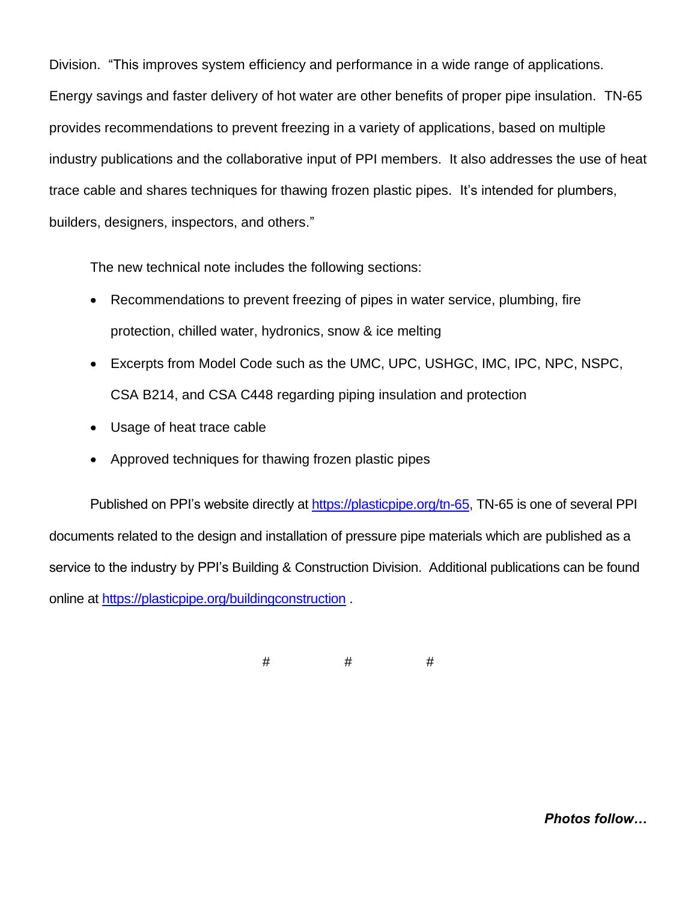Division. "This improves system efficiency and performance in a wide range of applications. Energy savings and faster delivery of hot water are other benefits of proper pipe insulation. TN-65 provides recommendations to prevent freezing in a variety of applications, based on multiple industry publications and the collaborative input of PPI members. It also addresses the use of heat trace cable and shares techniques for thawing frozen plastic pipes. It's intended for plumbers, builders, designers, inspectors, and others."

The new technical note includes the following sections:

- Recommendations to prevent freezing of pipes in water service, plumbing, fire protection, chilled water, hydronics, snow & ice melting
- Excerpts from Model Code such as the UMC, UPC, USHGC, IMC, IPC, NPC, NSPC, CSA B214, and CSA C448 regarding piping insulation and protection
- Usage of heat trace cable
- Approved techniques for thawing frozen plastic pipes

Published on PPI's website directly at [https://plasticpipe.org/tn-65](https://plasticpipe.org/tn-65), TN-65 is one of several PPI documents related to the design and installation of pressure pipe materials which are published as a service to the industry by PPI's Building & Construction Division. Additional publications can be found online at [https://plasticpipe.org/buildingconstruction](https://plasticpipe.org/buildingconstruction) .

# # #

***Photos follow…***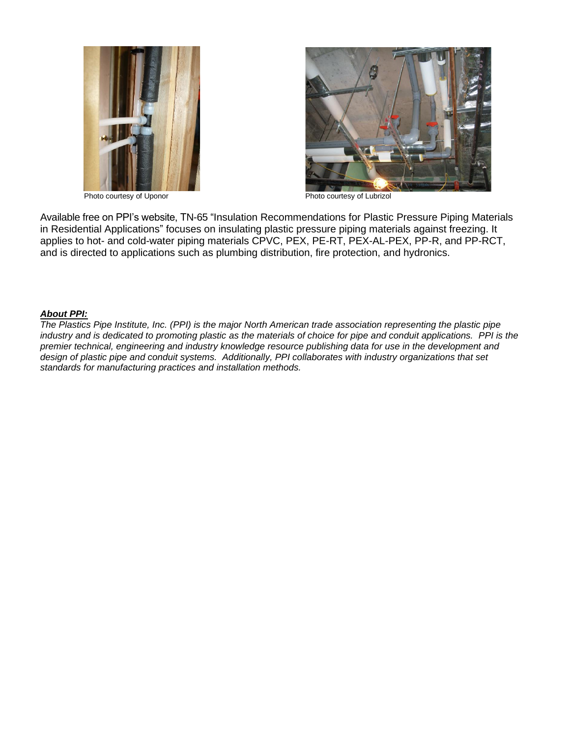Photo courtesy of Uponor

Photo courtesy of Lubrizol

Available free on PPI's website, TN-65 "Insulation Recommendations for Plastic Pressure Piping Materials in Residential Applications" focuses on insulating plastic pressure piping materials against freezing. It applies to hot- and cold-water piping materials CPVC, PEX, PE-RT, PEX-AL-PEX, PP-R, and PP-RCT, and is directed to applications such as plumbing distribution, fire protection, and hydronics.

***About PPI:***

*The Plastics Pipe Institute, Inc. (PPI) is the major North American trade association representing the plastic pipe industry and is dedicated to promoting plastic as the materials of choice for pipe and conduit applications. PPI is the premier technical, engineering and industry knowledge resource publishing data for use in the development and design of plastic pipe and conduit systems. Additionally, PPI collaborates with industry organizations that set standards for manufacturing practices and installation methods.*